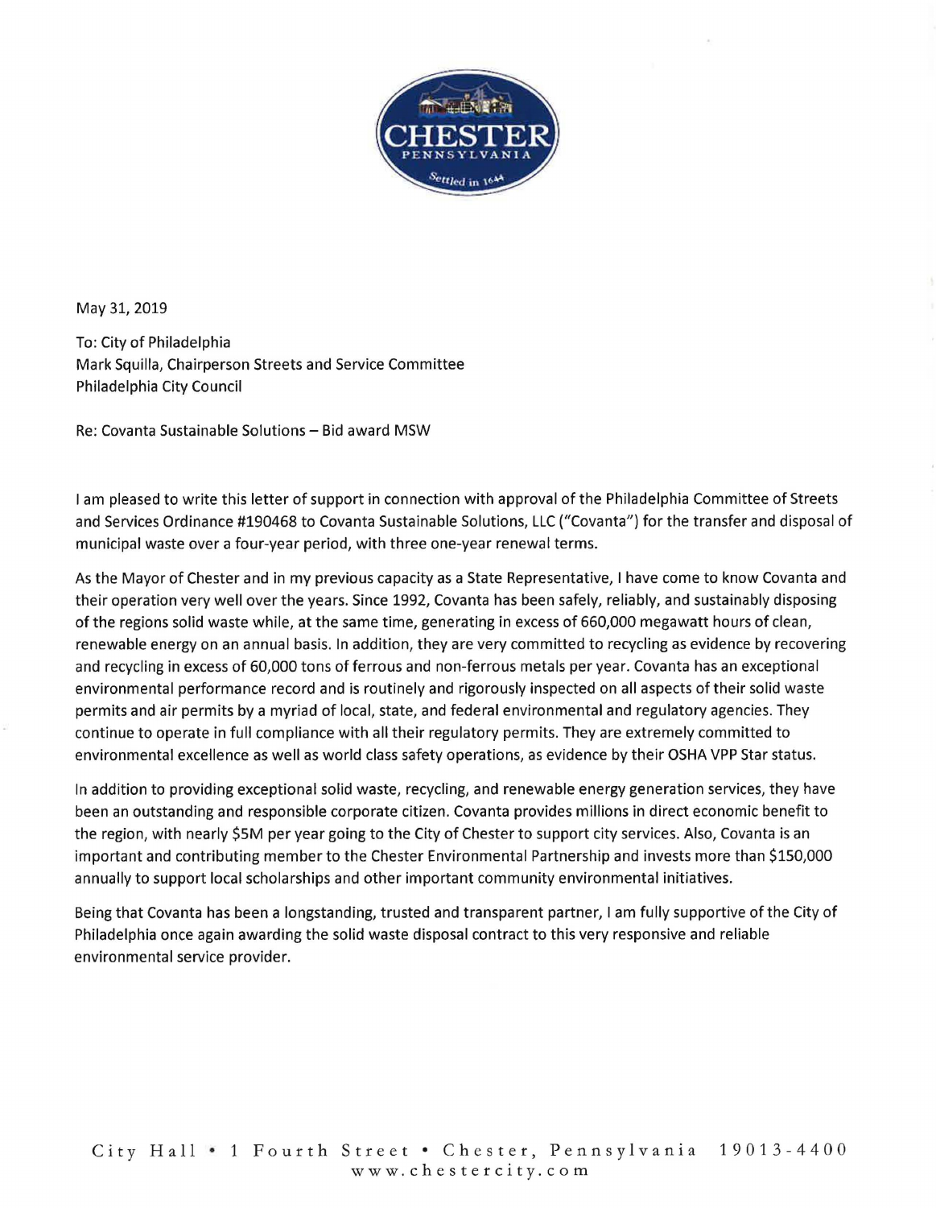CHESTER
PENNSYLVANIA
Settled in 1644

May 31, 2019

To: City of Philadelphia
Mark Squilla, Chairperson Streets and Service Committee
Philadelphia City Council

Re: Covanta Sustainable Solutions – Bid award MSW

I am pleased to write this letter of support in connection with approval of the Philadelphia Committee of Streets and Services Ordinance #190468 to Covanta Sustainable Solutions, LLC ("Covanta") for the transfer and disposal of municipal waste over a four-year period, with three one-year renewal terms.

As the Mayor of Chester and in my previous capacity as a State Representative, I have come to know Covanta and their operation very well over the years. Since 1992, Covanta has been safely, reliably, and sustainably disposing of the regions solid waste while, at the same time, generating in excess of 660,000 megawatt hours of clean, renewable energy on an annual basis. In addition, they are very committed to recycling as evidence by recovering and recycling in excess of 60,000 tons of ferrous and non-ferrous metals per year. Covanta has an exceptional environmental performance record and is routinely and rigorously inspected on all aspects of their solid waste permits and air permits by a myriad of local, state, and federal environmental and regulatory agencies. They continue to operate in full compliance with all their regulatory permits. They are extremely committed to environmental excellence as well as world class safety operations, as evidence by their OSHA VPP Star status.

In addition to providing exceptional solid waste, recycling, and renewable energy generation services, they have been an outstanding and responsible corporate citizen. Covanta provides millions in direct economic benefit to the region, with nearly $5M per year going to the City of Chester to support city services. Also, Covanta is an important and contributing member to the Chester Environmental Partnership and invests more than $150,000 annually to support local scholarships and other important community environmental initiatives.

Being that Covanta has been a longstanding, trusted and transparent partner, I am fully supportive of the City of Philadelphia once again awarding the solid waste disposal contract to this very responsive and reliable environmental service provider.

City Hall • 1 Fourth Street • Chester, Pennsylvania 19013-4400
www.chestercity.com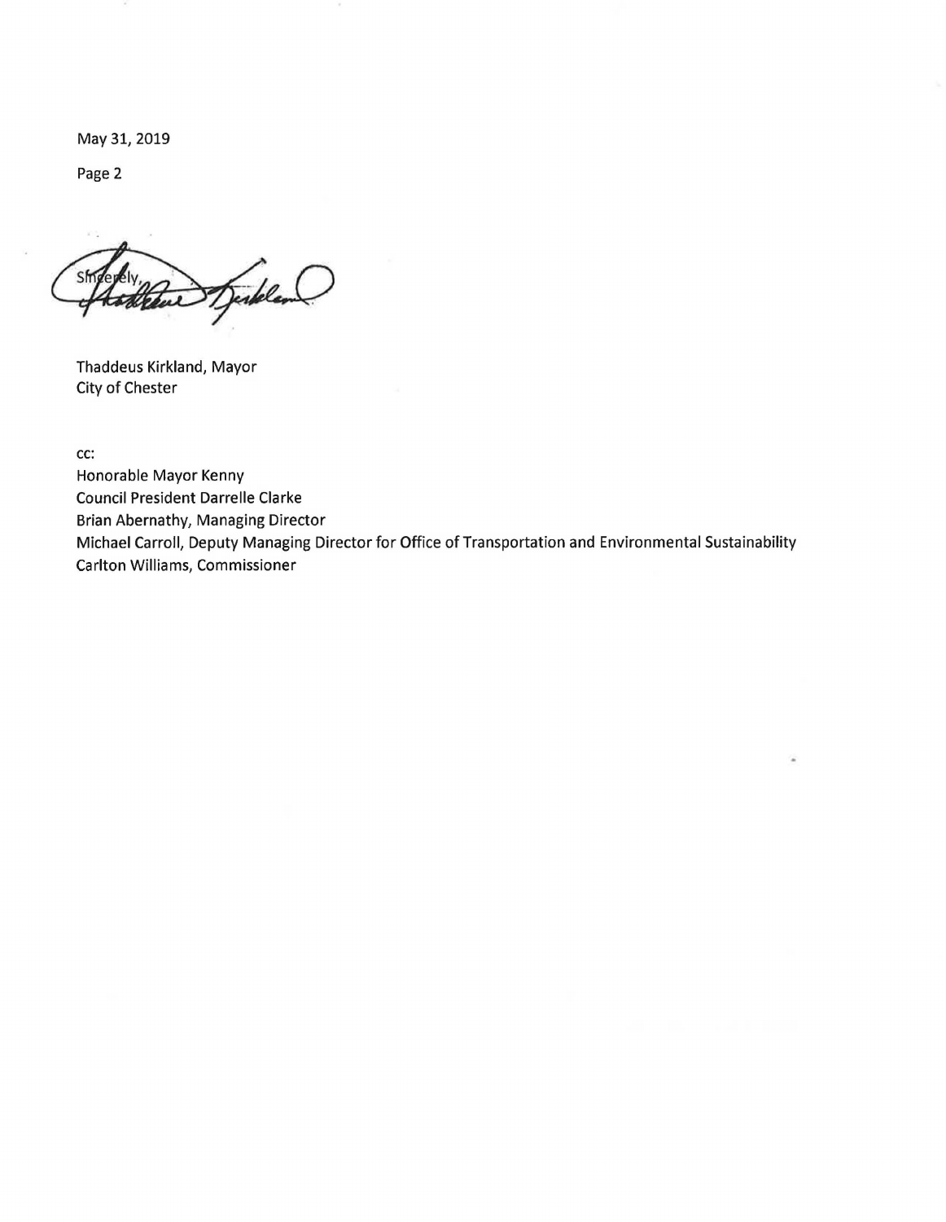Sincerely,

Thaddeus Kirkland, Mayor
City of Chester

cc:
Honorable Mayor Kenny
Council President Darrelle Clarke
Brian Abernathy, Managing Director
Michael Carroll, Deputy Managing Director for Office of Transportation and Environmental Sustainability
Carlton Williams, Commissioner